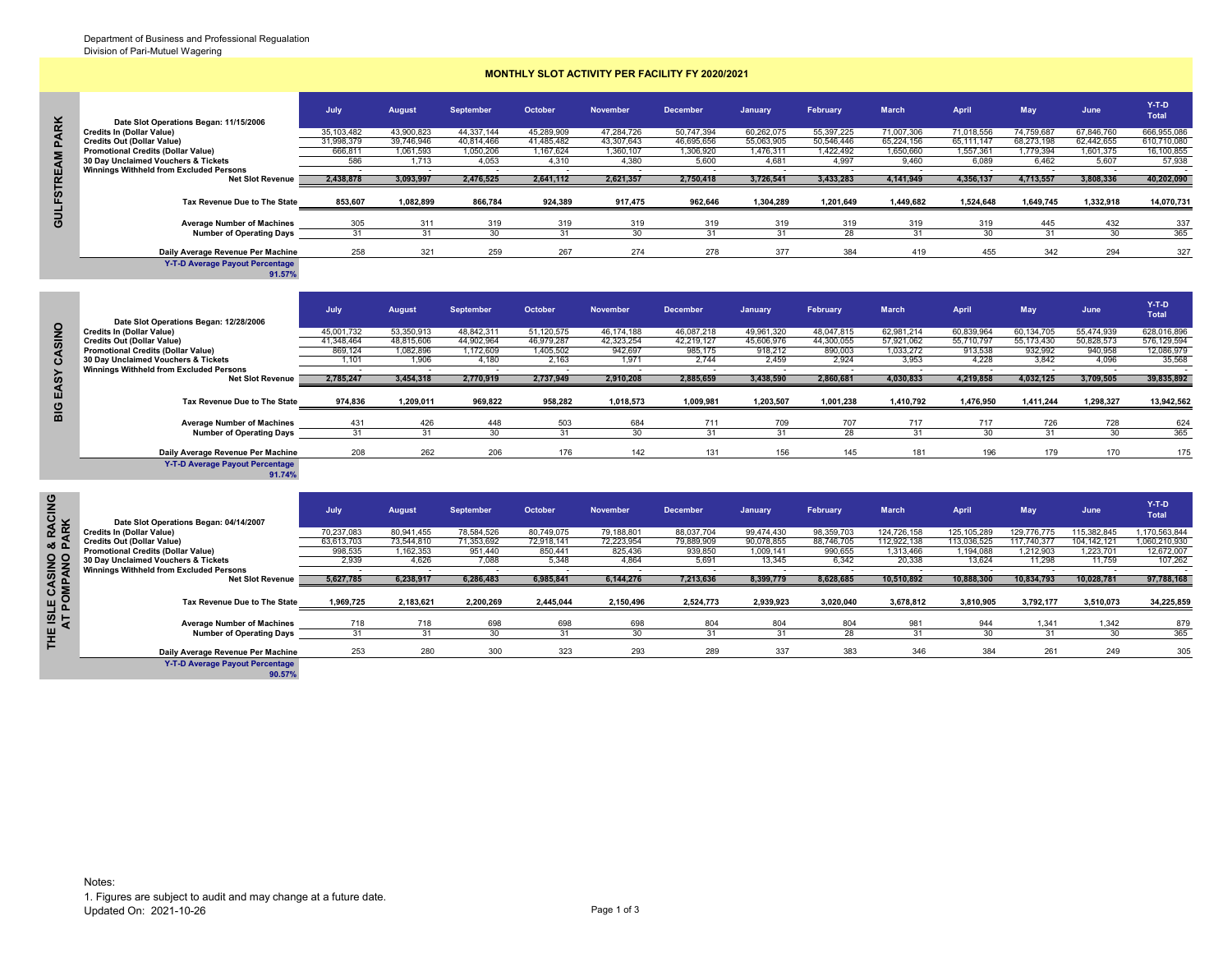Department of Business and Professional Regualation
Division of Pari-Mutuel Wagering

## MONTHLY SLOT ACTIVITY PER FACILITY FY 2020/2021

### GULFSTREAM PARK

| Date Slot Operations Began: 11/15/2006 | July | August | September | October | November | December | January | February | March | April | May | June | Y-T-D Total |
|---|---|---|---|---|---|---|---|---|---|---|---|---|---|
| Credits In (Dollar Value) | 35,103,482 | 43,900,823 | 44,337,144 | 45,289,909 | 47,284,726 | 50,747,394 | 60,262,075 | 55,397,225 | 71,007,306 | 71,018,556 | 74,759,687 | 67,846,760 | 666,955,086 |
| Credits Out (Dollar Value) | 31,998,379 | 39,746,946 | 40,814,466 | 41,485,482 | 43,307,643 | 46,695,656 | 55,063,905 | 50,546,446 | 65,224,156 | 65,111,147 | 68,273,198 | 62,442,655 | 610,710,080 |
| Promotional Credits (Dollar Value) | 666,811 | 1,061,593 | 1,050,206 | 1,167,624 | 1,360,107 | 1,306,920 | 1,476,311 | 1,422,492 | 1,650,660 | 1,557,361 | 1,779,394 | 1,601,375 | 16,100,855 |
| 30 Day Unclaimed Vouchers & Tickets | 586 | 1,713 | 4,053 | 4,310 | 4,380 | 5,600 | 4,681 | 4,997 | 9,460 | 6,089 | 6,462 | 5,607 | 57,938 |
| Winnings Withheld from Excluded Persons | - | - | - | - | - | - | - | - | - | - | - | - | - |
| Net Slot Revenue | 2,438,878 | 3,093,997 | 2,476,525 | 2,641,112 | 2,621,357 | 2,750,418 | 3,726,541 | 3,433,283 | 4,141,949 | 4,356,137 | 4,713,557 | 3,808,336 | 40,202,090 |
| Tax Revenue Due to The State | 853,607 | 1,082,899 | 866,784 | 924,389 | 917,475 | 962,646 | 1,304,289 | 1,201,649 | 1,449,682 | 1,524,648 | 1,649,745 | 1,332,918 | 14,070,731 |
| Average Number of Machines | 305 | 311 | 319 | 319 | 319 | 319 | 319 | 319 | 319 | 319 | 445 | 432 | 337 |
| Number of Operating Days | 31 | 31 | 30 | 31 | 30 | 31 | 31 | 28 | 31 | 30 | 31 | 30 | 365 |
| Daily Average Revenue Per Machine | 258 | 321 | 259 | 267 | 274 | 278 | 377 | 384 | 419 | 455 | 342 | 294 | 327 |

Y-T-D Average Payout Percentage: 91.57%

### BIG EASY CASINO

| Date Slot Operations Began: 12/28/2006 | July | August | September | October | November | December | January | February | March | April | May | June | Y-T-D Total |
|---|---|---|---|---|---|---|---|---|---|---|---|---|---|
| Credits In (Dollar Value) | 45,001,732 | 53,350,913 | 48,842,311 | 51,120,575 | 46,174,188 | 46,087,218 | 49,961,320 | 48,047,815 | 62,981,214 | 60,839,964 | 60,134,705 | 55,474,939 | 628,016,896 |
| Credits Out (Dollar Value) | 41,348,464 | 48,815,606 | 44,902,964 | 46,979,287 | 42,323,254 | 42,219,127 | 45,606,976 | 44,300,055 | 57,921,062 | 55,710,797 | 55,173,430 | 50,828,573 | 576,129,594 |
| Promotional Credits (Dollar Value) | 869,124 | 1,082,896 | 1,172,609 | 1,405,502 | 942,697 | 985,175 | 918,212 | 890,003 | 1,033,272 | 913,538 | 932,992 | 940,958 | 12,086,979 |
| 30 Day Unclaimed Vouchers & Tickets | 1,101 | 1,906 | 4,180 | 2,163 | 1,971 | 2,744 | 2,459 | 2,924 | 3,953 | 4,228 | 3,842 | 4,096 | 35,568 |
| Winnings Withheld from Excluded Persons | - | - | - | - | - | - | - | - | - | - | - | - | - |
| Net Slot Revenue | 2,785,247 | 3,454,318 | 2,770,919 | 2,737,949 | 2,910,208 | 2,885,659 | 3,438,590 | 2,860,681 | 4,030,833 | 4,219,858 | 4,032,125 | 3,709,505 | 39,835,892 |
| Tax Revenue Due to The State | 974,836 | 1,209,011 | 969,822 | 958,282 | 1,018,573 | 1,009,981 | 1,203,507 | 1,001,238 | 1,410,792 | 1,476,950 | 1,411,244 | 1,298,327 | 13,942,562 |
| Average Number of Machines | 431 | 426 | 448 | 503 | 684 | 711 | 709 | 707 | 717 | 717 | 726 | 728 | 624 |
| Number of Operating Days | 31 | 31 | 30 | 31 | 30 | 31 | 31 | 28 | 31 | 30 | 31 | 30 | 365 |
| Daily Average Revenue Per Machine | 208 | 262 | 206 | 176 | 142 | 131 | 156 | 145 | 181 | 196 | 179 | 170 | 175 |

Y-T-D Average Payout Percentage: 91.74%

### THE ISLE CASINO & RACING AT POMPANO PARK

| Date Slot Operations Began: 04/14/2007 | July | August | September | October | November | December | January | February | March | April | May | June | Y-T-D Total |
|---|---|---|---|---|---|---|---|---|---|---|---|---|---|
| Credits In (Dollar Value) | 70,237,083 | 80,941,455 | 78,584,526 | 80,749,075 | 79,188,801 | 88,037,704 | 99,474,430 | 98,359,703 | 124,726,158 | 125,105,289 | 129,776,775 | 115,382,845 | 1,170,563,844 |
| Credits Out (Dollar Value) | 63,613,703 | 73,544,810 | 71,353,692 | 72,918,141 | 72,223,954 | 79,889,909 | 90,078,855 | 88,746,705 | 112,922,138 | 113,036,525 | 117,740,377 | 104,142,121 | 1,060,210,930 |
| Promotional Credits (Dollar Value) | 998,535 | 1,162,353 | 951,440 | 850,441 | 825,436 | 939,850 | 1,009,141 | 990,655 | 1,313,466 | 1,194,088 | 1,212,903 | 1,223,701 | 12,672,007 |
| 30 Day Unclaimed Vouchers & Tickets | 2,939 | 4,626 | 7,088 | 5,348 | 4,864 | 5,691 | 13,345 | 6,342 | 20,338 | 13,624 | 11,298 | 11,759 | 107,262 |
| Winnings Withheld from Excluded Persons | - | - | - | - | - | - | - | - | - | - | - | - | - |
| Net Slot Revenue | 5,627,785 | 6,238,917 | 6,286,483 | 6,985,841 | 6,144,276 | 7,213,636 | 8,399,779 | 8,628,685 | 10,510,892 | 10,888,300 | 10,834,793 | 10,028,781 | 97,788,168 |
| Tax Revenue Due to The State | 1,969,725 | 2,183,621 | 2,200,269 | 2,445,044 | 2,150,496 | 2,524,773 | 2,939,923 | 3,020,040 | 3,678,812 | 3,810,905 | 3,792,177 | 3,510,073 | 34,225,859 |
| Average Number of Machines | 718 | 718 | 698 | 698 | 698 | 804 | 804 | 804 | 981 | 944 | 1,341 | 1,342 | 879 |
| Number of Operating Days | 31 | 31 | 30 | 31 | 30 | 31 | 31 | 28 | 31 | 30 | 31 | 30 | 365 |
| Daily Average Revenue Per Machine | 253 | 280 | 300 | 323 | 293 | 289 | 337 | 383 | 346 | 384 | 261 | 249 | 305 |

Y-T-D Average Payout Percentage: 90.57%

Notes:
1. Figures are subject to audit and may change at a future date.

Updated On: 2021-10-26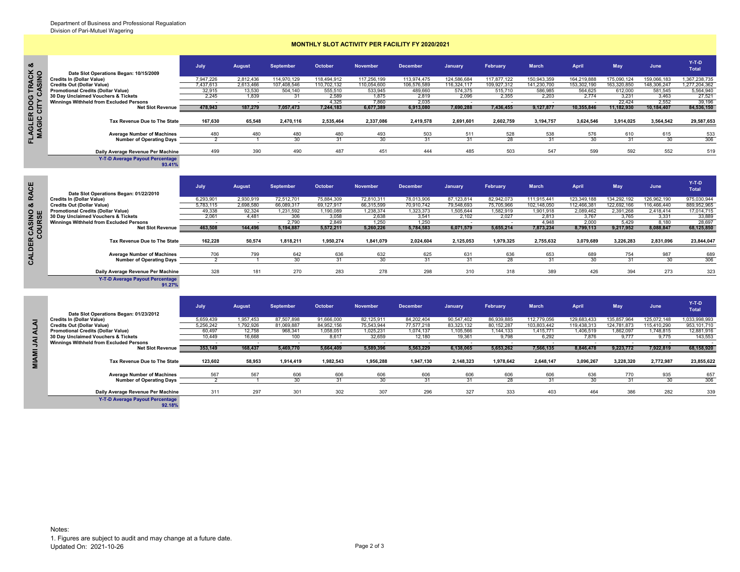Department of Business and Professional Regualation
Division of Pari-Mutuel Wagering

## MONTHLY SLOT ACTIVITY PER FACILITY FY 2020/2021

### FLAGLER DOG TRACK & MAGIC CITY CASINO

| Date Slot Operations Began: 10/15/2009 | July | August | September | October | November | December | January | February | March | April | May | June | Y-T-D Total |
|---|---|---|---|---|---|---|---|---|---|---|---|---|---|
| Credits In (Dollar Value) | 7,947,226 | 2,812,436 | 114,970,129 | 118,494,912 | 117,256,199 | 113,974,475 | 124,586,684 | 117,877,122 | 150,943,359 | 164,219,888 | 175,090,124 | 159,066,183 | 1,367,238,735 |
| Credits Out (Dollar Value) | 7,437,613 | 2,613,466 | 107,408,546 | 110,702,132 | 110,054,600 | 106,576,589 | 116,324,117 | 109,927,312 | 141,230,700 | 153,302,190 | 163,320,850 | 148,306,247 | 1,277,204,362 |
| Promotional Credits (Dollar Value) | 32,915 | 13,530 | 504,140 | 555,510 | 533,945 | 489,660 | 574,375 | 515,710 | 586,985 | 564,625 | 612,000 | 581,545 | 5,564,940 |
| 30 Day Unclaimed Vouchers & Tickets | 2,245 | 1,839 | 31 | 2,589 | 1,875 | 2,819 | 2,096 | 2,355 | 2,203 | 2,774 | 3,231 | 3,463 | 27,521 |
| Winnings Withheld from Excluded Persons | - | - | - | 4,325 | 7,860 | 2,035 | - | - | - | - | 22,424 | 2,552 | 39,196 |
| **Net Slot Revenue** | **478,943** | **187,279** | **7,057,473** | **7,244,183** | **6,677,389** | **6,913,080** | **7,690,288** | **7,436,455** | **9,127,877** | **10,355,846** | **11,182,930** | **10,184,407** | **84,536,150** |
| **Tax Revenue Due to The State** | **167,630** | **65,548** | **2,470,116** | **2,535,464** | **2,337,086** | **2,419,578** | **2,691,601** | **2,602,759** | **3,194,757** | **3,624,546** | **3,914,025** | **3,564,542** | **29,587,653** |
| Average Number of Machines | 480 | 480 | 480 | 480 | 493 | 503 | 511 | 528 | 538 | 576 | 610 | 615 | 533 |
| Number of Operating Days | 2 | 1 | 30 | 31 | 30 | 31 | 31 | 28 | 31 | 30 | 31 | 30 | 306 |
| Daily Average Revenue Per Machine | 499 | 390 | 490 | 487 | 451 | 444 | 485 | 503 | 547 | 599 | 592 | 552 | 519 |

**Y-T-D Average Payout Percentage** 93.41%

### CALDER CASINO & RACE COURSE

| Date Slot Operations Began: 01/22/2010 | July | August | September | October | November | December | January | February | March | April | May | June | Y-T-D Total |
|---|---|---|---|---|---|---|---|---|---|---|---|---|---|
| Credits In (Dollar Value) | 6,293,901 | 2,930,919 | 72,512,701 | 75,884,309 | 72,810,311 | 78,013,906 | 87,123,814 | 82,942,073 | 111,915,441 | 123,349,188 | 134,292,192 | 126,962,190 | 975,030,944 |
| Credits Out (Dollar Value) | 5,783,115 | 2,698,580 | 66,089,317 | 69,127,917 | 66,315,599 | 70,910,742 | 79,548,693 | 75,705,966 | 102,148,050 | 112,466,381 | 122,692,166 | 116,466,440 | 889,952,965 |
| Promotional Credits (Dollar Value) | 49,338 | 92,324 | 1,231,592 | 1,190,089 | 1,238,374 | 1,323,373 | 1,505,644 | 1,582,919 | 1,901,918 | 2,089,462 | 2,391,268 | 2,418,414 | 17,014,715 |
| 30 Day Unclaimed Vouchers & Tickets | 2,061 | 4,481 | 306 | 3,058 | 2,638 | 3,541 | 2,102 | 2,027 | 2,813 | 3,767 | 3,765 | 3,331 | 33,889 |
| Winnings Withheld from Excluded Persons | - | - | 2,790 | 2,849 | 1,250 | 1,250 | - | - | 4,948 | 2,000 | 5,429 | 8,180 | 28,697 |
| **Net Slot Revenue** | **463,508** | **144,496** | **5,194,887** | **5,572,211** | **5,260,226** | **5,784,583** | **6,071,579** | **5,655,214** | **7,873,234** | **8,799,113** | **9,217,952** | **8,088,847** | **68,125,850** |
| **Tax Revenue Due to The State** | **162,228** | **50,574** | **1,818,211** | **1,950,274** | **1,841,079** | **2,024,604** | **2,125,053** | **1,979,325** | **2,755,632** | **3,079,689** | **3,226,283** | **2,831,096** | **23,844,047** |
| Average Number of Machines | 706 | 799 | 642 | 636 | 632 | 625 | 631 | 636 | 653 | 689 | 754 | 987 | 689 |
| Number of Operating Days | 2 | 1 | 30 | 31 | 30 | 31 | 31 | 28 | 31 | 30 | 31 | 30 | 306 |
| Daily Average Revenue Per Machine | 328 | 181 | 270 | 283 | 278 | 298 | 310 | 318 | 389 | 426 | 394 | 273 | 323 |

**Y-T-D Average Payout Percentage** 91.27%

### MIAMI JAI ALAI

| Date Slot Operations Began: 01/23/2012 | July | August | September | October | November | December | January | February | March | April | May | June | Y-T-D Total |
|---|---|---|---|---|---|---|---|---|---|---|---|---|---|
| Credits In (Dollar Value) | 5,659,439 | 1,957,453 | 87,507,898 | 91,666,000 | 82,125,911 | 84,202,404 | 90,547,402 | 86,939,885 | 112,779,056 | 129,683,433 | 135,857,964 | 125,072,148 | 1,033,998,993 |
| Credits Out (Dollar Value) | 5,256,242 | 1,792,926 | 81,069,887 | 84,952,156 | 75,543,944 | 77,577,218 | 83,323,132 | 80,152,287 | 103,803,442 | 119,438,313 | 124,781,873 | 115,410,290 | 953,101,710 |
| Promotional Credits (Dollar Value) | 60,497 | 12,758 | 968,341 | 1,058,051 | 1,025,231 | 1,074,137 | 1,105,566 | 1,144,133 | 1,415,771 | 1,406,519 | 1,862,097 | 1,748,815 | 12,881,916 |
| 30 Day Unclaimed Vouchers & Tickets | 10,449 | 16,668 | 100 | 8,617 | 32,659 | 12,180 | 19,361 | 9,798 | 6,292 | 7,876 | 9,777 | 9,775 | 143,553 |
| Winnings Withheld from Excluded Persons | - | - | - | - | - | - | - | - | - | - | - | - | - |
| **Net Slot Revenue** | **353,149** | **168,437** | **5,469,770** | **5,664,409** | **5,589,396** | **5,563,229** | **6,138,065** | **5,653,262** | **7,566,135** | **8,846,478** | **9,223,772** | **7,922,819** | **68,158,920** |
| **Tax Revenue Due to The State** | **123,602** | **58,953** | **1,914,419** | **1,982,543** | **1,956,288** | **1,947,130** | **2,148,323** | **1,978,642** | **2,648,147** | **3,096,267** | **3,228,320** | **2,772,987** | **23,855,622** |
| Average Number of Machines | 567 | 567 | 606 | 606 | 606 | 606 | 606 | 606 | 606 | 636 | 770 | 935 | 657 |
| Number of Operating Days | 2 | 1 | 30 | 31 | 30 | 31 | 31 | 28 | 31 | 30 | 31 | 30 | 306 |
| Daily Average Revenue Per Machine | 311 | 297 | 301 | 302 | 307 | 296 | 327 | 333 | 403 | 464 | 386 | 282 | 339 |

**Y-T-D Average Payout Percentage** 92.18%

Notes:
1. Figures are subject to audit and may change at a future date.
Updated On: 2021-10-26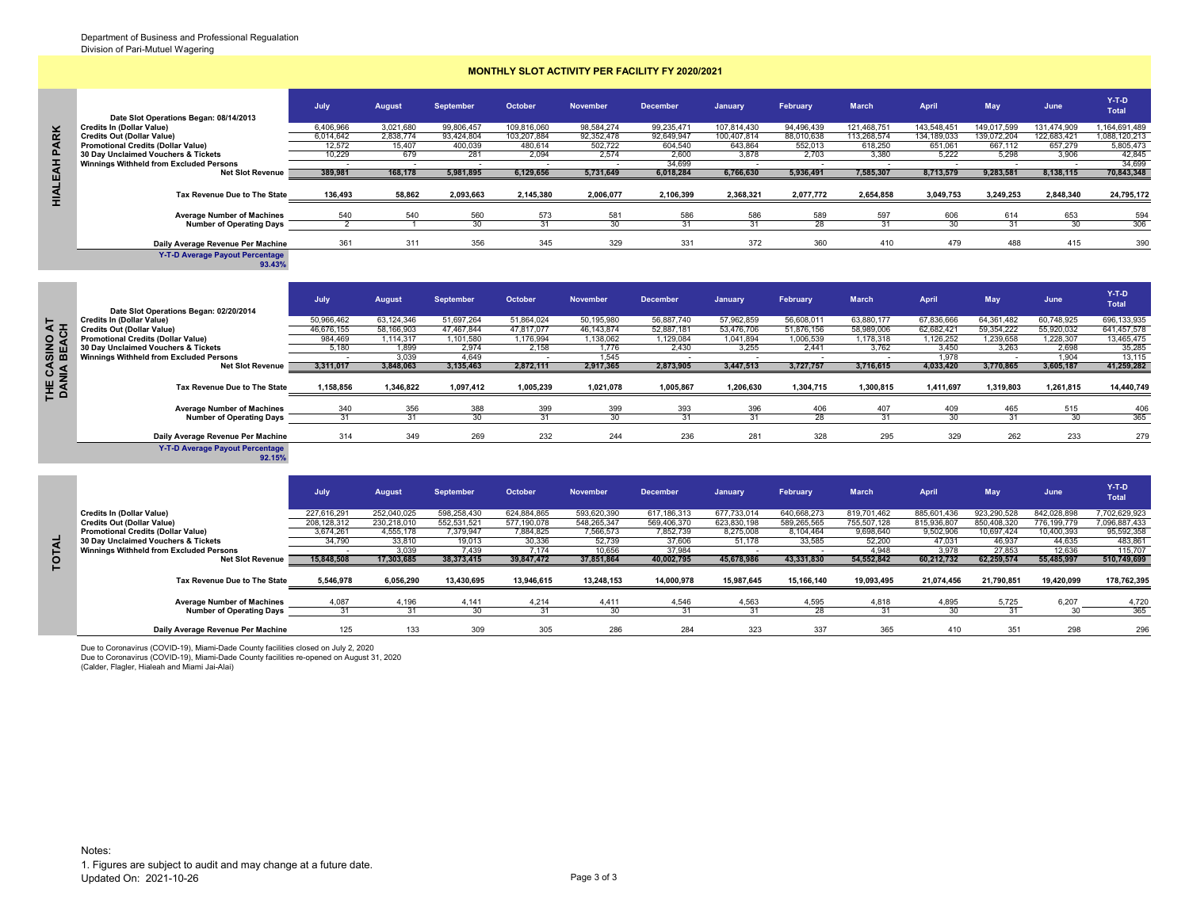Department of Business and Professional Regualation
Division of Pari-Mutuel Wagering

## MONTHLY SLOT ACTIVITY PER FACILITY FY 2020/2021

### HIALEAH PARK

| Date Slot Operations Began: 08/14/2013 | July | August | September | October | November | December | January | February | March | April | May | June | Y-T-D Total |
|---|---|---|---|---|---|---|---|---|---|---|---|---|---|
| Credits In (Dollar Value) | 6,406,966 | 3,021,680 | 99,806,457 | 109,816,060 | 98,584,274 | 99,235,471 | 107,814,430 | 94,496,439 | 121,468,751 | 143,548,451 | 149,017,599 | 131,474,909 | 1,164,691,489 |
| Credits Out (Dollar Value) | 6,014,642 | 2,838,774 | 93,424,804 | 103,207,884 | 92,352,478 | 92,649,947 | 100,407,814 | 88,010,638 | 113,268,574 | 134,189,033 | 139,072,204 | 122,683,421 | 1,088,120,213 |
| Promotional Credits (Dollar Value) | 12,572 | 15,407 | 400,039 | 480,614 | 502,722 | 604,540 | 643,864 | 552,013 | 618,250 | 651,061 | 667,112 | 657,279 | 5,805,473 |
| 30 Day Unclaimed Vouchers & Tickets | 10,229 | 679 | 281 | 2,094 | 2,574 | 2,600 | 3,878 | 2,703 | 3,380 | 5,222 | 5,298 | 3,906 | 42,845 |
| Winnings Withheld from Excluded Persons | - | - | - | - | - | 34,699 | - | - | - | - | - | - | 34,699 |
| **Net Slot Revenue** | **389,981** | **168,178** | **5,981,895** | **6,129,656** | **5,731,649** | **6,018,284** | **6,766,630** | **5,936,491** | **7,585,307** | **8,713,579** | **9,283,581** | **8,138,115** | **70,843,348** |
| **Tax Revenue Due to The State** | **136,493** | **58,862** | **2,093,663** | **2,145,380** | **2,006,077** | **2,106,399** | **2,368,321** | **2,077,772** | **2,654,858** | **3,049,753** | **3,249,253** | **2,848,340** | **24,795,172** |
| **Average Number of Machines** | 540 | 540 | 560 | 573 | 581 | 586 | 586 | 589 | 597 | 606 | 614 | 653 | 594 |
| **Number of Operating Days** | 2 | 1 | 30 | 31 | 30 | 31 | 31 | 28 | 31 | 30 | 31 | 30 | 306 |
| **Daily Average Revenue Per Machine** | 361 | 311 | 356 | 345 | 329 | 331 | 372 | 360 | 410 | 479 | 488 | 415 | 390 |

**Y-T-D Average Payout Percentage 93.43%**

### THE CASINO AT DANIA BEACH

| Date Slot Operations Began: 02/20/2014 | July | August | September | October | November | December | January | February | March | April | May | June | Y-T-D Total |
|---|---|---|---|---|---|---|---|---|---|---|---|---|---|
| Credits In (Dollar Value) | 50,966,462 | 63,124,346 | 51,697,264 | 51,864,024 | 50,195,980 | 56,887,740 | 57,962,859 | 56,608,011 | 63,880,177 | 67,836,666 | 64,361,482 | 60,748,925 | 696,133,935 |
| Credits Out (Dollar Value) | 46,676,155 | 58,166,903 | 47,467,844 | 47,817,077 | 46,143,874 | 52,887,181 | 53,476,706 | 51,876,156 | 58,989,006 | 62,682,421 | 59,354,222 | 55,920,032 | 641,457,578 |
| Promotional Credits (Dollar Value) | 984,469 | 1,114,317 | 1,101,580 | 1,176,994 | 1,138,062 | 1,129,084 | 1,041,894 | 1,006,539 | 1,178,318 | 1,126,252 | 1,239,658 | 1,228,307 | 13,465,475 |
| 30 Day Unclaimed Vouchers & Tickets | 5,180 | 1,899 | 2,974 | 2,158 | 1,776 | 2,430 | 3,255 | 2,441 | 3,762 | 3,450 | 3,263 | 2,698 | 35,285 |
| Winnings Withheld from Excluded Persons | - | 3,039 | 4,649 | - | 1,545 | - | - | - | - | 1,978 | - | 1,904 | 13,115 |
| **Net Slot Revenue** | **3,311,017** | **3,848,063** | **3,135,463** | **2,872,111** | **2,917,365** | **2,873,905** | **3,447,513** | **3,727,757** | **3,716,615** | **4,033,420** | **3,770,865** | **3,605,187** | **41,259,282** |
| **Tax Revenue Due to The State** | **1,158,856** | **1,346,822** | **1,097,412** | **1,005,239** | **1,021,078** | **1,005,867** | **1,206,630** | **1,304,715** | **1,300,815** | **1,411,697** | **1,319,803** | **1,261,815** | **14,440,749** |
| **Average Number of Machines** | 340 | 356 | 388 | 399 | 399 | 393 | 396 | 406 | 407 | 409 | 465 | 515 | 406 |
| **Number of Operating Days** | 31 | 31 | 30 | 31 | 30 | 31 | 31 | 28 | 31 | 30 | 31 | 30 | 365 |
| **Daily Average Revenue Per Machine** | 314 | 349 | 269 | 232 | 244 | 236 | 281 | 328 | 295 | 329 | 262 | 233 | 279 |

**Y-T-D Average Payout Percentage 92.15%**

### TOTAL

| | July | August | September | October | November | December | January | February | March | April | May | June | Y-T-D Total |
|---|---|---|---|---|---|---|---|---|---|---|---|---|---|
| Credits In (Dollar Value) | 227,616,291 | 252,040,025 | 598,258,430 | 624,884,865 | 593,620,390 | 617,186,313 | 677,733,014 | 640,668,273 | 819,701,462 | 885,601,436 | 923,290,528 | 842,028,898 | 7,702,629,923 |
| Credits Out (Dollar Value) | 208,128,312 | 230,218,010 | 552,531,521 | 577,190,078 | 548,265,347 | 569,406,370 | 623,830,198 | 589,265,565 | 755,507,128 | 815,936,807 | 850,408,320 | 776,199,779 | 7,096,887,433 |
| Promotional Credits (Dollar Value) | 3,674,261 | 4,555,178 | 7,379,947 | 7,884,825 | 7,566,573 | 7,852,739 | 8,275,008 | 8,104,464 | 9,698,640 | 9,502,906 | 10,697,424 | 10,400,393 | 95,592,358 |
| 30 Day Unclaimed Vouchers & Tickets | 34,790 | 33,810 | 19,013 | 30,336 | 52,739 | 37,606 | 51,178 | 33,585 | 52,200 | 47,031 | 46,937 | 44,635 | 483,861 |
| Winnings Withheld from Excluded Persons | - | 3,039 | 7,439 | 7,174 | 10,656 | 37,984 | - | - | 4,948 | 3,978 | 27,853 | 12,636 | 115,707 |
| **Net Slot Revenue** | **15,848,508** | **17,303,685** | **38,373,415** | **39,847,472** | **37,851,864** | **40,002,795** | **45,678,986** | **43,331,830** | **54,552,842** | **60,212,732** | **62,259,574** | **55,485,997** | **510,749,699** |
| **Tax Revenue Due to The State** | **5,546,978** | **6,056,290** | **13,430,695** | **13,946,615** | **13,248,153** | **14,000,978** | **15,987,645** | **15,166,140** | **19,093,495** | **21,074,456** | **21,790,851** | **19,420,099** | **178,762,395** |
| **Average Number of Machines** | 4,087 | 4,196 | 4,141 | 4,214 | 4,411 | 4,546 | 4,563 | 4,595 | 4,818 | 4,895 | 5,725 | 6,207 | 4,720 |
| **Number of Operating Days** | 31 | 31 | 30 | 31 | 30 | 31 | 31 | 28 | 31 | 30 | 31 | 30 | 365 |
| **Daily Average Revenue Per Machine** | 125 | 133 | 309 | 305 | 286 | 284 | 323 | 337 | 365 | 410 | 351 | 298 | 296 |

Due to Coronavirus (COVID-19), Miami-Dade County facilities closed on July 2, 2020
Due to Coronavirus (COVID-19), Miami-Dade County facilities re-opened on August 31, 2020
(Calder, Flagler, Hialeah and Miami Jai-Alai)

Notes:
1. Figures are subject to audit and may change at a future date.
Updated On: 2021-10-26